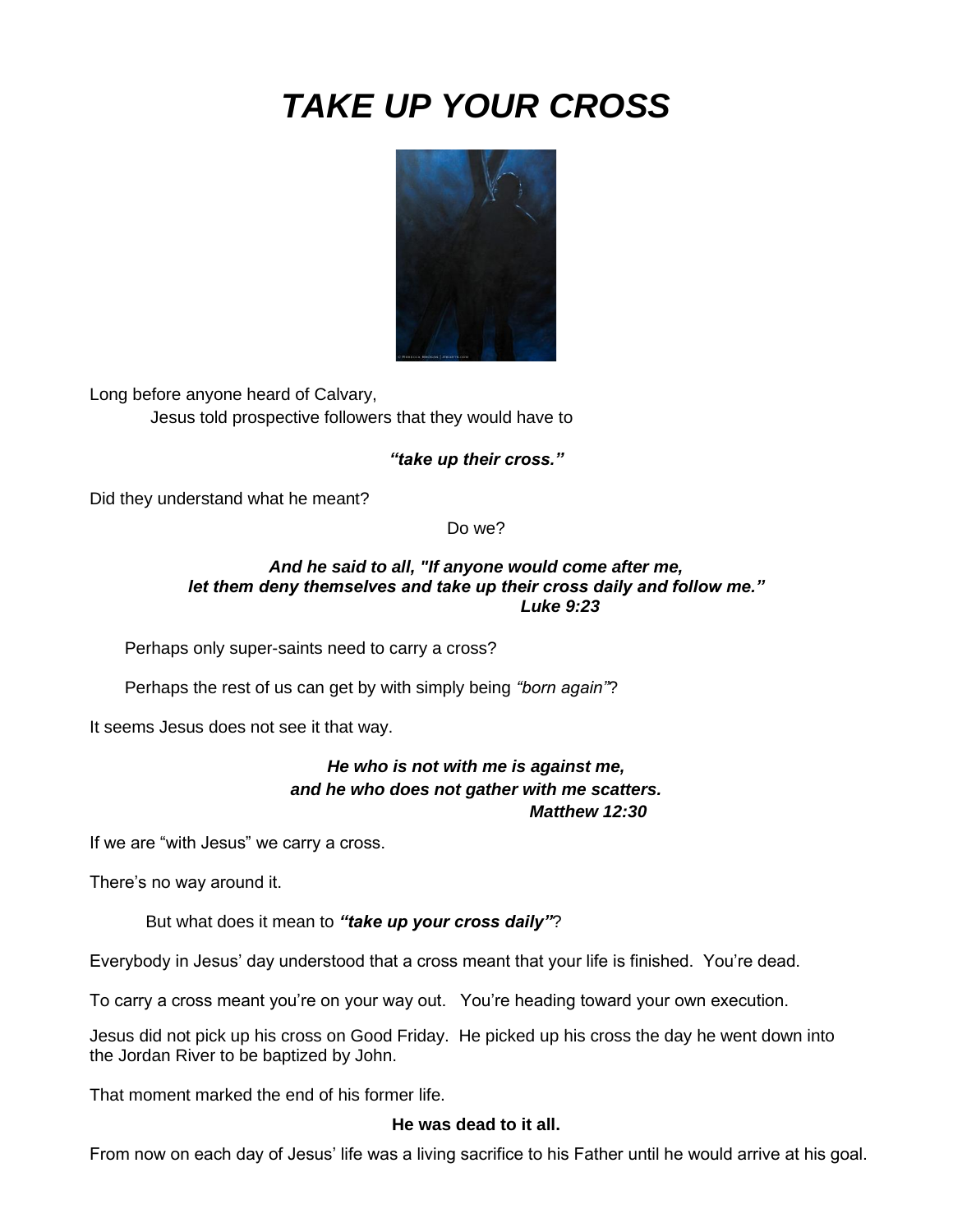# *TAKE UP YOUR CROSS*

Long before anyone heard of Calvary,

Jesus told prospective followers that they would have to

***"take up their cross."***

Did they understand what he meant?

Do we?

***And he said to all, "If anyone would come after me,***
***let them deny themselves and take up their cross daily and follow me."***
***Luke 9:23***

Perhaps only super-saints need to carry a cross?

Perhaps the rest of us can get by with simply being *"born again"*?

It seems Jesus does not see it that way.

***He who is not with me is against me,***
***and he who does not gather with me scatters.***
***Matthew 12:30***

If we are "with Jesus" we carry a cross.

There's no way around it.

But what does it mean to ***"take up your cross daily"***?

Everybody in Jesus' day understood that a cross meant that your life is finished. You're dead.

To carry a cross meant you're on your way out. You're heading toward your own execution.

Jesus did not pick up his cross on Good Friday. He picked up his cross the day he went down into the Jordan River to be baptized by John.

That moment marked the end of his former life.

**He was dead to it all.**

From now on each day of Jesus' life was a living sacrifice to his Father until he would arrive at his goal.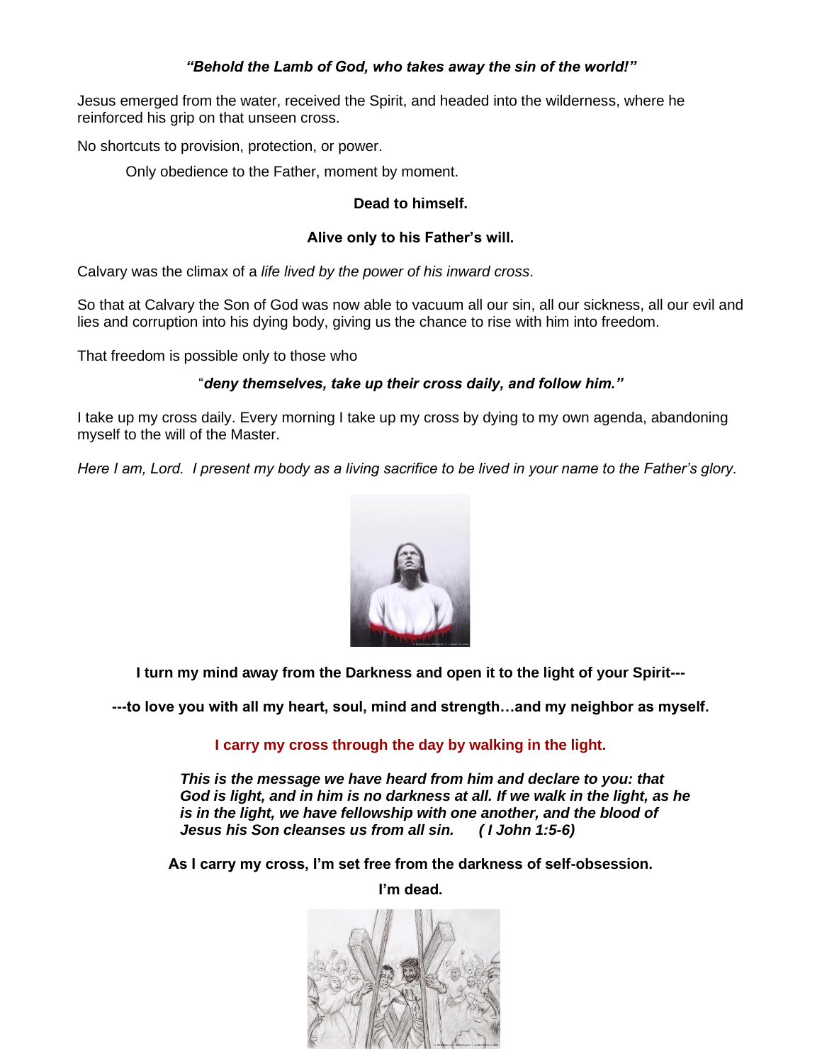***"Behold the Lamb of God, who takes away the sin of the world!"***

Jesus emerged from the water, received the Spirit, and headed into the wilderness, where he reinforced his grip on that unseen cross.

No shortcuts to provision, protection, or power.

Only obedience to the Father, moment by moment.

**Dead to himself.**

**Alive only to his Father's will.**

Calvary was the climax of a *life lived by the power of his inward cross*.

So that at Calvary the Son of God was now able to vacuum all our sin, all our sickness, all our evil and lies and corruption into his dying body, giving us the chance to rise with him into freedom.

That freedom is possible only to those who

"***deny themselves, take up their cross daily, and follow him."***

I take up my cross daily. Every morning I take up my cross by dying to my own agenda, abandoning myself to the will of the Master.

*Here I am, Lord. I present my body as a living sacrifice to be lived in your name to the Father's glory.*

**I turn my mind away from the Darkness and open it to the light of your Spirit---**

**---to love you with all my heart, soul, mind and strength…and my neighbor as myself.**

**I carry my cross through the day by walking in the light.**

> ***This is the message we have heard from him and declare to you: that God is light, and in him is no darkness at all. If we walk in the light, as he is in the light, we have fellowship with one another, and the blood of Jesus his Son cleanses us from all sin. ( I John 1:5-6)***

**As I carry my cross, I'm set free from the darkness of self-obsession.**

**I'm dead.**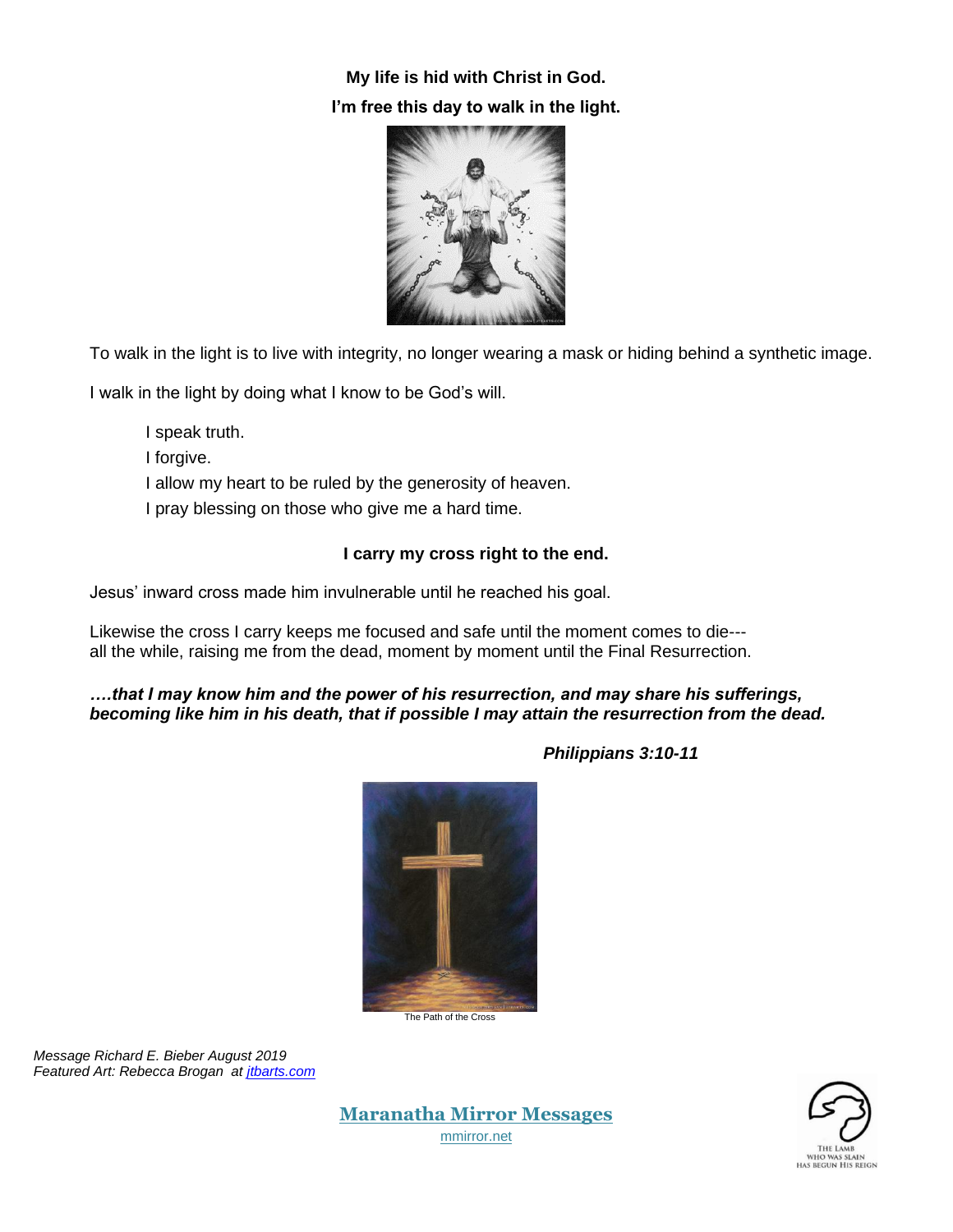**My life is hid with Christ in God.**

**I'm free this day to walk in the light.**

To walk in the light is to live with integrity, no longer wearing a mask or hiding behind a synthetic image.

I walk in the light by doing what I know to be God's will.

> I speak truth.
> I forgive.
> I allow my heart to be ruled by the generosity of heaven.
> I pray blessing on those who give me a hard time.

**I carry my cross right to the end.**

Jesus' inward cross made him invulnerable until he reached his goal.

Likewise the cross I carry keeps me focused and safe until the moment comes to die---
all the while, raising me from the dead, moment by moment until the Final Resurrection.

***….that I may know him and the power of his resurrection, and may share his sufferings, becoming like him in his death, that if possible I may attain the resurrection from the dead.***

***Philippians 3:10-11***

The Path of the Cross

*Message Richard E. Bieber August 2019*
*Featured Art: Rebecca Brogan at [jtbarts.com](jtbarts.com)*

**[Maranatha Mirror Messages](mmirror.net)**

[mmirror.net](mmirror.net)

THE LAMB WHO WAS SLAIN HAS BEGUN HIS REIGN